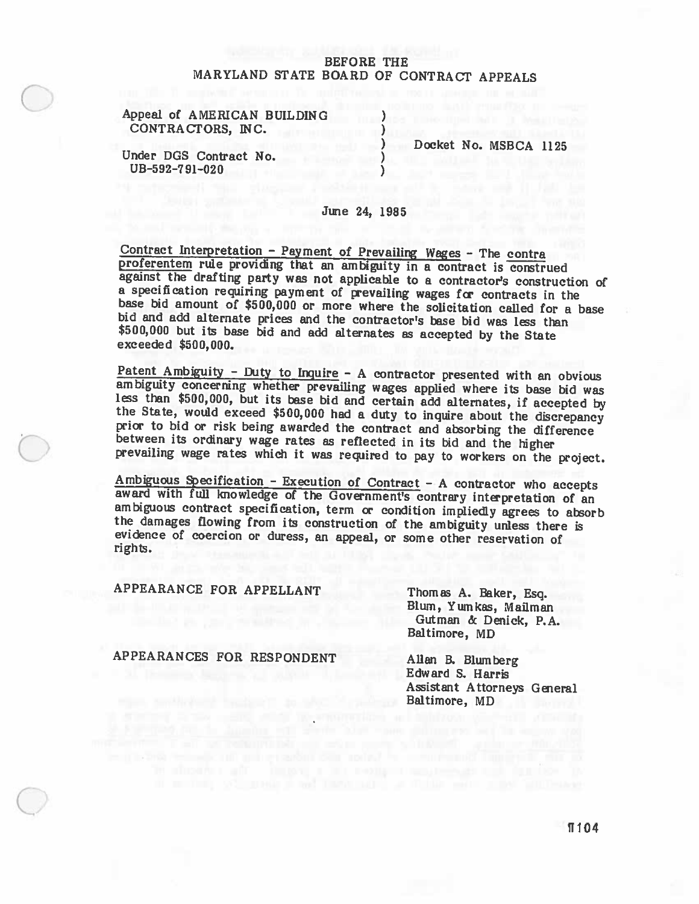# BEFORE THE
# MARYLAND STATE BOARD OF CONTRACT APPEALS

| | | |
|---|---|---|
| Appeal of AMERICAN BUILDING CONTRACTORS, INC. | ) | Docket No. MSBCA 1125 |
| Under DGS Contract No. UB-592-791-020 | ) | |

June 24, 1985

<u>Contract Interpretation - Payment of Prevailing Wages</u> - The <u>contra proferentem</u> rule providing that an ambiguity in a contract is construed against the drafting party was not applicable to a contractor's construction of a specification requiring payment of prevailing wages for contracts in the base bid amount of $500,000 or more where the solicitation called for a base bid and add alternate prices and the contractor's base bid was less than $500,000 but its base bid and add alternates as accepted by the State exceeded $500,000.

<u>Patent Ambiguity - Duty to Inquire</u> - A contractor presented with an obvious ambiguity concerning whether prevailing wages applied where its base bid was less than $500,000, but its base bid and certain add alternates, if accepted by the State, would exceed $500,000 had a duty to inquire about the discrepancy prior to bid or risk being awarded the contract and absorbing the difference between its ordinary wage rates as reflected in its bid and the higher prevailing wage rates which it was required to pay to workers on the project.

<u>Ambiguous Specification - Execution of Contract</u> - A contractor who accepts award with full knowledge of the Government's contrary interpretation of an ambiguous contract specification, term or condition impliedly agrees to absorb the damages flowing from its construction of the ambiguity unless there is evidence of coercion or duress, an appeal, or some other reservation of rights.

APPEARANCE FOR APPELLANT

Thomas A. Baker, Esq.
Blum, Yumkas, Mailman Gutman & Denick, P.A.
Baltimore, MD

APPEARANCES FOR RESPONDENT

Allan B. Blumberg
Edward S. Harris
Assistant Attorneys General
Baltimore, MD

¶104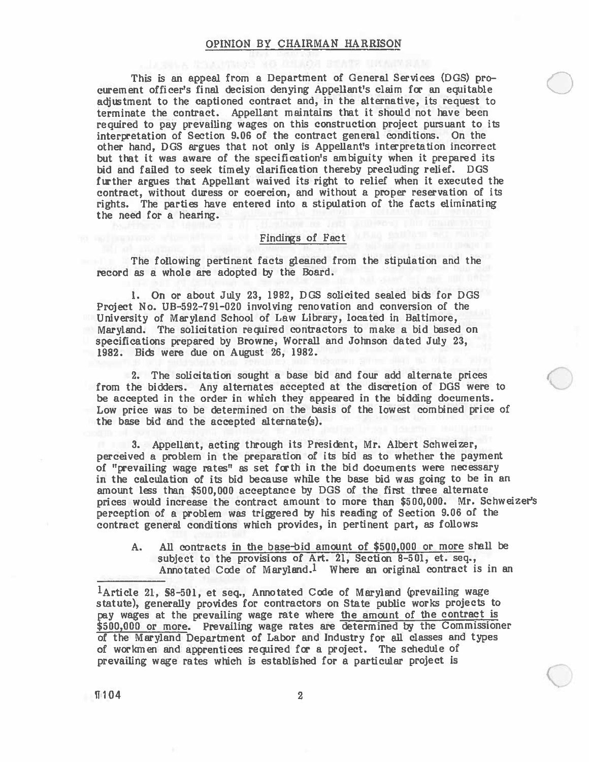## OPINION BY CHAIRMAN HARRISON

This is an appeal from a Department of General Services (DGS) procurement officer's final decision denying Appellant's claim for an equitable adjustment to the captioned contract and, in the alternative, its request to terminate the contract. Appellant maintains that it should not have been required to pay prevailing wages on this construction project pursuant to its interpretation of Section 9.06 of the contract general conditions. On the other hand, DGS argues that not only is Appellant's interpretation incorrect but that it was aware of the specification's ambiguity when it prepared its bid and failed to seek timely clarification thereby precluding relief. DGS further argues that Appellant waived its right to relief when it executed the contract, without duress or coercion, and without a proper reservation of its rights. The parties have entered into a stipulation of the facts eliminating the need for a hearing.

### Findings of Fact

The following pertinent facts gleaned from the stipulation and the record as a whole are adopted by the Board.

1. On or about July 23, 1982, DGS solicited sealed bids for DGS Project No. UB-592-791-020 involving renovation and conversion of the University of Maryland School of Law Library, located in Baltimore, Maryland. The solicitation required contractors to make a bid based on specifications prepared by Browne, Worrall and Johnson dated July 23, 1982. Bids were due on August 26, 1982.

2. The solicitation sought a base bid and four add alternate prices from the bidders. Any alternates accepted at the discretion of DGS were to be accepted in the order in which they appeared in the bidding documents. Low price was to be determined on the basis of the lowest combined price of the base bid and the accepted alternate(s).

3. Appellant, acting through its President, Mr. Albert Schweizer, perceived a problem in the preparation of its bid as to whether the payment of "prevailing wage rates" as set forth in the bid documents were necessary in the calculation of its bid because while the base bid was going to be in an amount less than $500,000 acceptance by DGS of the first three alternate prices would increase the contract amount to more than $500,000. Mr. Schweizer's perception of a problem was triggered by his reading of Section 9.06 of the contract general conditions which provides, in pertinent part, as follows:

   A. All contracts <u>in the base-bid amount of $500,000 or more</u> shall be subject to the provisions of Art. 21, Section 8-501, et. seq., Annotated Code of Maryland.[1] Where an original contract is in an

---

[1]Article 21, §8-501, et seq., Annotated Code of Maryland (prevailing wage statute), generally provides for contractors on State public works projects to pay wages at the prevailing wage rate where <u>the amount of the contract is $500,000 or more</u>. Prevailing wage rates are determined by the Commissioner of the Maryland Department of Labor and Industry for all classes and types of workmen and apprentices required for a project. The schedule of prevailing wage rates which is established for a particular project is

¶104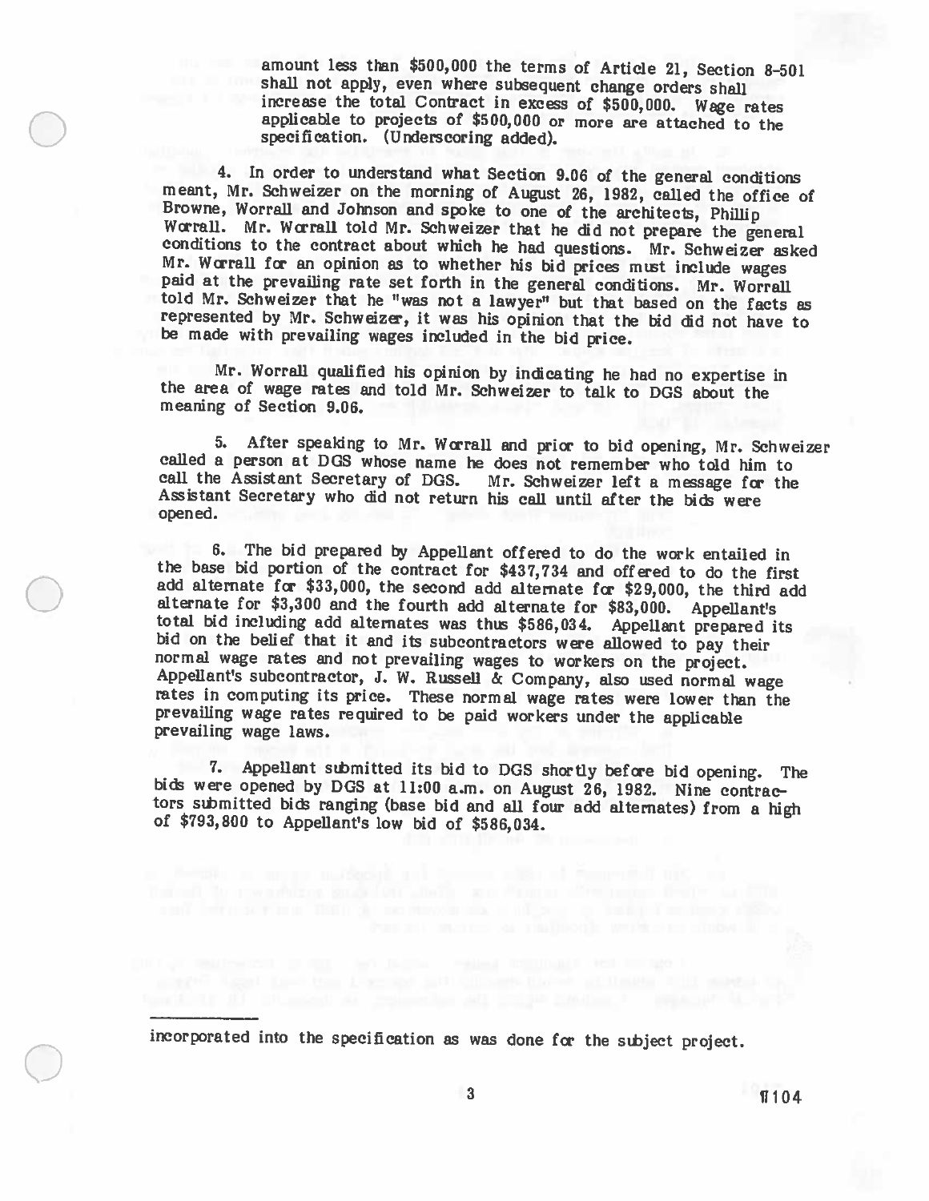amount less than $500,000 the terms of Article 21, Section 8-501 shall not apply, even where subsequent change orders shall increase the total Contract in excess of $500,000. Wage rates applicable to projects of $500,000 or more are attached to the specification. (Underscoring added).

4. In order to understand what Section 9.06 of the general conditions meant, Mr. Schweizer on the morning of August 26, 1982, called the office of Browne, Worrall and Johnson and spoke to one of the architects, Phillip Worrall. Mr. Worrall told Mr. Schweizer that he did not prepare the general conditions to the contract about which he had questions. Mr. Schweizer asked Mr. Worrall for an opinion as to whether his bid prices must include wages paid at the prevailing rate set forth in the general conditions. Mr. Worrall told Mr. Schweizer that he "was not a lawyer" but that based on the facts as represented by Mr. Schweizer, it was his opinion that the bid did not have to be made with prevailing wages included in the bid price.

Mr. Worrall qualified his opinion by indicating he had no expertise in the area of wage rates and told Mr. Schweizer to talk to DGS about the meaning of Section 9.06.

5. After speaking to Mr. Worrall and prior to bid opening, Mr. Schweizer called a person at DGS whose name he does not remember who told him to call the Assistant Secretary of DGS. Mr. Schweizer left a message for the Assistant Secretary who did not return his call until after the bids were opened.

6. The bid prepared by Appellant offered to do the work entailed in the base bid portion of the contract for $437,734 and offered to do the first add alternate for $33,000, the second add alternate for $29,000, the third add alternate for $3,300 and the fourth add alternate for $83,000. Appellant's total bid including add alternates was thus $586,034. Appellant prepared its bid on the belief that it and its subcontractors were allowed to pay their normal wage rates and not prevailing wages to workers on the project. Appellant's subcontractor, J. W. Russell & Company, also used normal wage rates in computing its price. These normal wage rates were lower than the prevailing wage rates required to be paid workers under the applicable prevailing wage laws.

7. Appellant submitted its bid to DGS shortly before bid opening. The bids were opened by DGS at 11:00 a.m. on August 26, 1982. Nine contractors submitted bids ranging (base bid and all four add alternates) from a high of $793,800 to Appellant's low bid of $586,034.

---

incorporated into the specification as was done for the subject project.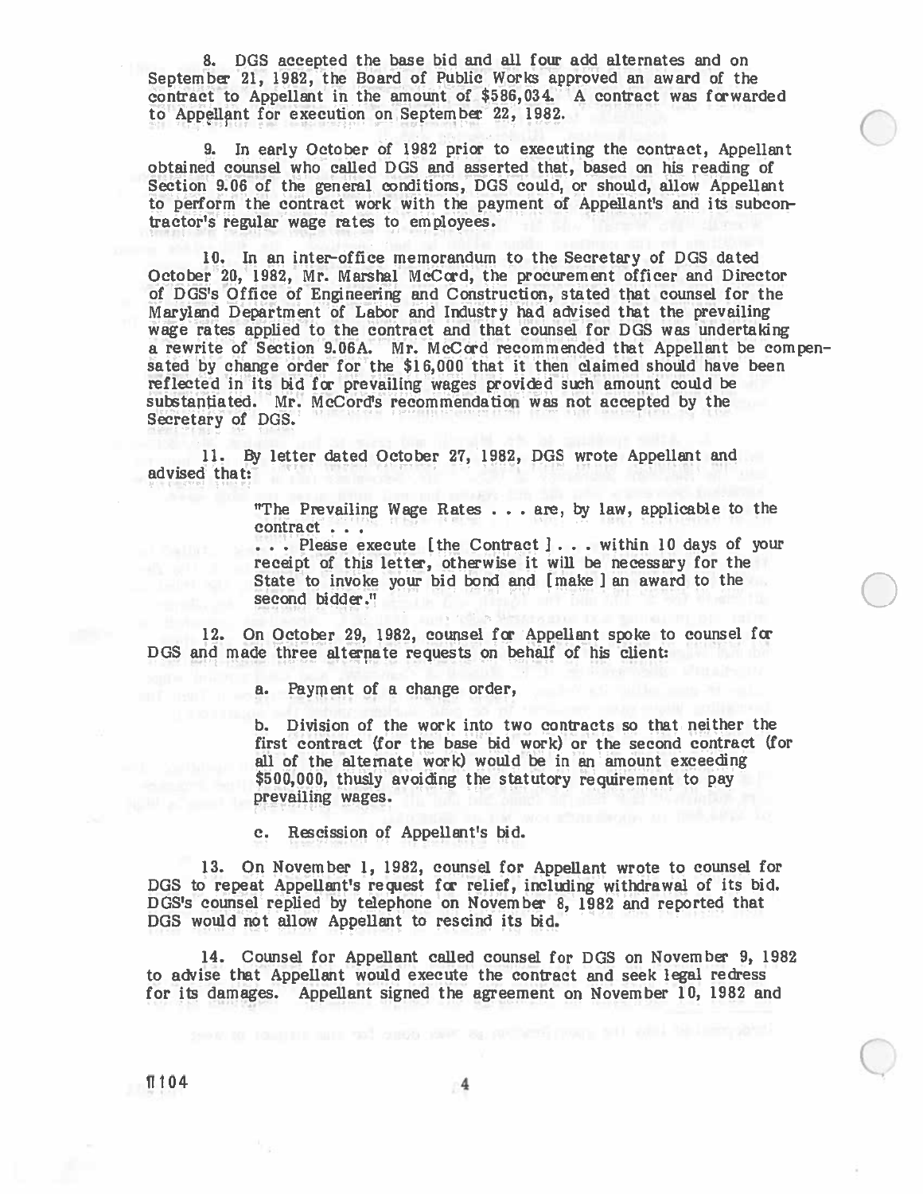8. DGS accepted the base bid and all four add alternates and on September 21, 1982, the Board of Public Works approved an award of the contract to Appellant in the amount of $586,034. A contract was forwarded to Appellant for execution on September 22, 1982.

9. In early October of 1982 prior to executing the contract, Appellant obtained counsel who called DGS and asserted that, based on his reading of Section 9.06 of the general conditions, DGS could, or should, allow Appellant to perform the contract work with the payment of Appellant's and its subcontractor's regular wage rates to employees.

10. In an inter-office memorandum to the Secretary of DGS dated October 20, 1982, Mr. Marshal McCord, the procurement officer and Director of DGS's Office of Engineering and Construction, stated that counsel for the Maryland Department of Labor and Industry had advised that the prevailing wage rates applied to the contract and that counsel for DGS was undertaking a rewrite of Section 9.06A. Mr. McCord recommended that Appellant be compensated by change order for the $16,000 that it then claimed should have been reflected in its bid for prevailing wages provided such amount could be substantiated. Mr. McCord's recommendation was not accepted by the Secretary of DGS.

11. By letter dated October 27, 1982, DGS wrote Appellant and advised that:

> "The Prevailing Wage Rates . . . are, by law, applicable to the contract . . .
> . . . Please execute [the Contract] . . . within 10 days of your receipt of this letter, otherwise it will be necessary for the State to invoke your bid bond and [make] an award to the second bidder."

12. On October 29, 1982, counsel for Appellant spoke to counsel for DGS and made three alternate requests on behalf of his client:

a. Payment of a change order,

b. Division of the work into two contracts so that neither the first contract (for the base bid work) or the second contract (for all of the alternate work) would be in an amount exceeding $500,000, thusly avoiding the statutory requirement to pay prevailing wages.

c. Rescission of Appellant's bid.

13. On November 1, 1982, counsel for Appellant wrote to counsel for DGS to repeat Appellant's request for relief, including withdrawal of its bid. DGS's counsel replied by telephone on November 8, 1982 and reported that DGS would not allow Appellant to rescind its bid.

14. Counsel for Appellant called counsel for DGS on November 9, 1982 to advise that Appellant would execute the contract and seek legal redress for its damages. Appellant signed the agreement on November 10, 1982 and

¶104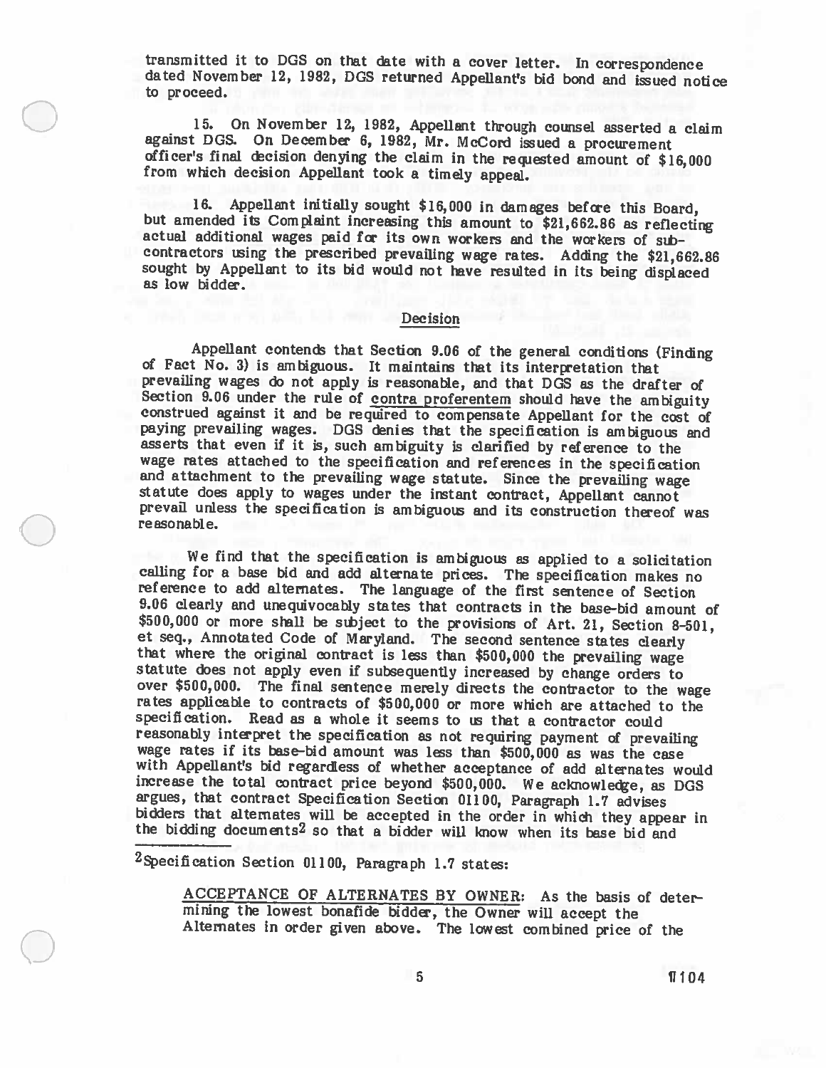transmitted it to DGS on that date with a cover letter. In correspondence dated November 12, 1982, DGS returned Appellant's bid bond and issued notice to proceed.

15. On November 12, 1982, Appellant through counsel asserted a claim against DGS. On December 6, 1982, Mr. McCord issued a procurement officer's final decision denying the claim in the requested amount of $16,000 from which decision Appellant took a timely appeal.

16. Appellant initially sought $16,000 in damages before this Board, but amended its Complaint increasing this amount to $21,662.86 as reflecting actual additional wages paid for its own workers and the workers of subcontractors using the prescribed prevailing wage rates. Adding the $21,662.86 sought by Appellant to its bid would not have resulted in its being displaced as low bidder.

## Decision

Appellant contends that Section 9.06 of the general conditions (Finding of Fact No. 3) is ambiguous. It maintains that its interpretation that prevailing wages do not apply is reasonable, and that DGS as the drafter of Section 9.06 under the rule of contra proferentem should have the ambiguity construed against it and be required to compensate Appellant for the cost of paying prevailing wages. DGS denies that the specification is ambiguous and asserts that even if it is, such ambiguity is clarified by reference to the wage rates attached to the specification and references in the specification and attachment to the prevailing wage statute. Since the prevailing wage statute does apply to wages under the instant contract, Appellant cannot prevail unless the specification is ambiguous and its construction thereof was reasonable.

We find that the specification is ambiguous as applied to a solicitation calling for a base bid and add alternate prices. The specification makes no reference to add alternates. The language of the first sentence of Section 9.06 clearly and unequivocably states that contracts in the base-bid amount of $500,000 or more shall be subject to the provisions of Art. 21, Section 8-501, et seq., Annotated Code of Maryland. The second sentence states clearly that where the original contract is less than $500,000 the prevailing wage statute does not apply even if subsequently increased by change orders to over $500,000. The final sentence merely directs the contractor to the wage rates applicable to contracts of $500,000 or more which are attached to the specification. Read as a whole it seems to us that a contractor could reasonably interpret the specification as not requiring payment of prevailing wage rates if its base-bid amount was less than $500,000 as was the case with Appellant's bid regardless of whether acceptance of add alternates would increase the total contract price beyond $500,000. We acknowledge, as DGS argues, that contract Specification Section 01100, Paragraph 1.7 advises bidders that alternates will be accepted in the order in which they appear in the bidding documents[2] so that a bidder will know when its base bid and

---

[2]Specification Section 01100, Paragraph 1.7 states:

> ACCEPTANCE OF ALTERNATES BY OWNER: As the basis of determining the lowest bonafide bidder, the Owner will accept the Alternates in order given above. The lowest combined price of the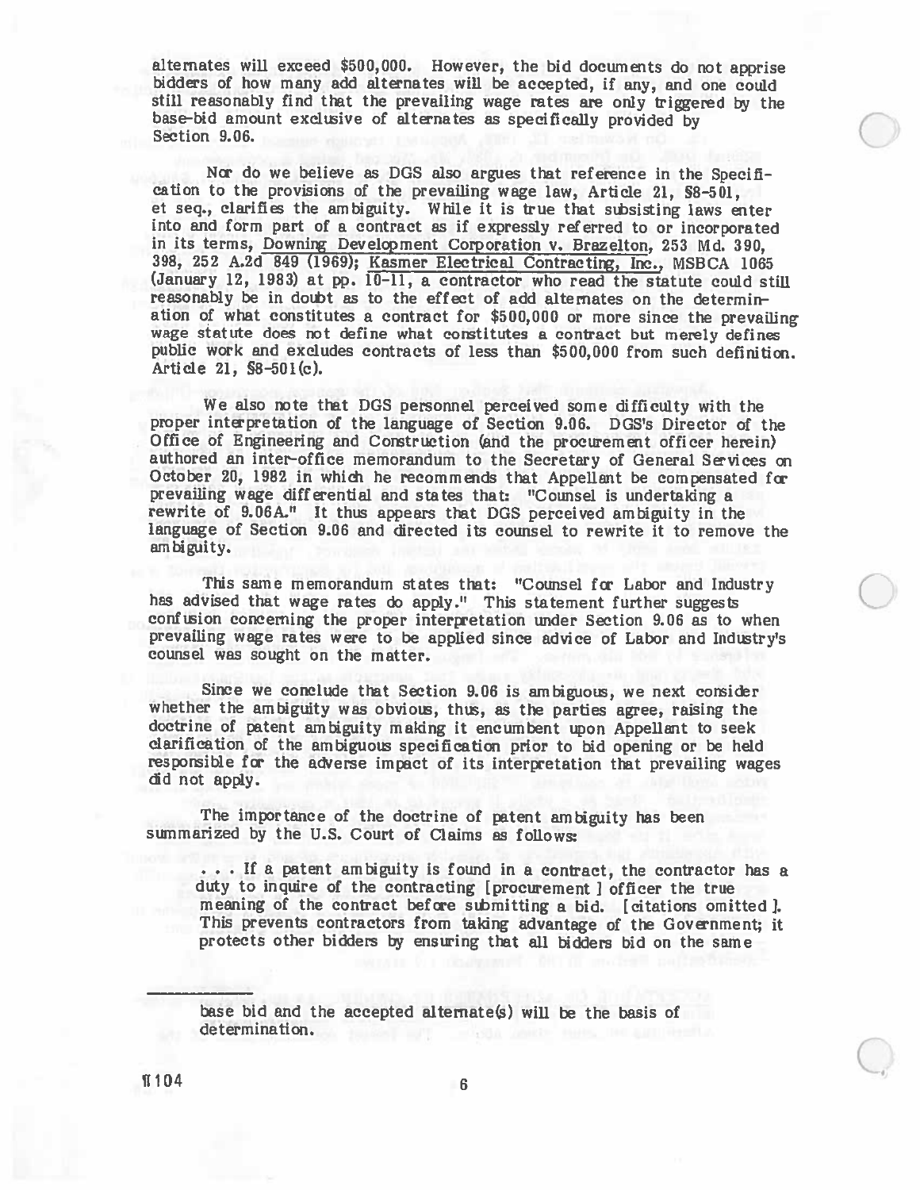alternates will exceed $500,000. However, the bid documents do not apprise bidders of how many add alternates will be accepted, if any, and one could still reasonably find that the prevailing wage rates are only triggered by the base-bid amount exclusive of alternates as specifically provided by Section 9.06.

Nor do we believe as DGS also argues that reference in the Specification to the provisions of the prevailing wage law, Article 21, §8-501, et seq., clarifies the ambiguity. While it is true that subsisting laws enter into and form part of a contract as if expressly referred to or incorporated in its terms, Downing Development Corporation v. Brazelton, 253 Md. 390, 398, 252 A.2d 849 (1969); Kasmer Electrical Contracting, Inc., MSBCA 1065 (January 12, 1983) at pp. 10-11, a contractor who read the statute could still reasonably be in doubt as to the effect of add alternates on the determination of what constitutes a contract for $500,000 or more since the prevailing wage statute does not define what constitutes a contract but merely defines public work and excludes contracts of less than $500,000 from such definition. Article 21, §8-501(c).

We also note that DGS personnel perceived some difficulty with the proper interpretation of the language of Section 9.06. DGS's Director of the Office of Engineering and Construction (and the procurement officer herein) authored an inter-office memorandum to the Secretary of General Services on October 20, 1982 in which he recommends that Appellant be compensated for prevailing wage differential and states that: "Counsel is undertaking a rewrite of 9.06A." It thus appears that DGS perceived ambiguity in the language of Section 9.06 and directed its counsel to rewrite it to remove the ambiguity.

This same memorandum states that: "Counsel for Labor and Industry has advised that wage rates do apply." This statement further suggests confusion concerning the proper interpretation under Section 9.06 as to when prevailing wage rates were to be applied since advice of Labor and Industry's counsel was sought on the matter.

Since we conclude that Section 9.06 is ambiguous, we next consider whether the ambiguity was obvious, thus, as the parties agree, raising the doctrine of patent ambiguity making it encumbent upon Appellant to seek clarification of the ambiguous specification prior to bid opening or be held responsible for the adverse impact of its interpretation that prevailing wages did not apply.

The importance of the doctrine of patent ambiguity has been summarized by the U.S. Court of Claims as follows:

> . . . If a patent ambiguity is found in a contract, the contractor has a duty to inquire of the contracting [procurement] officer the true meaning of the contract before submitting a bid. [citations omitted]. This prevents contractors from taking advantage of the Government; it protects other bidders by ensuring that all bidders bid on the same

---

base bid and the accepted alternate(s) will be the basis of determination.

¶104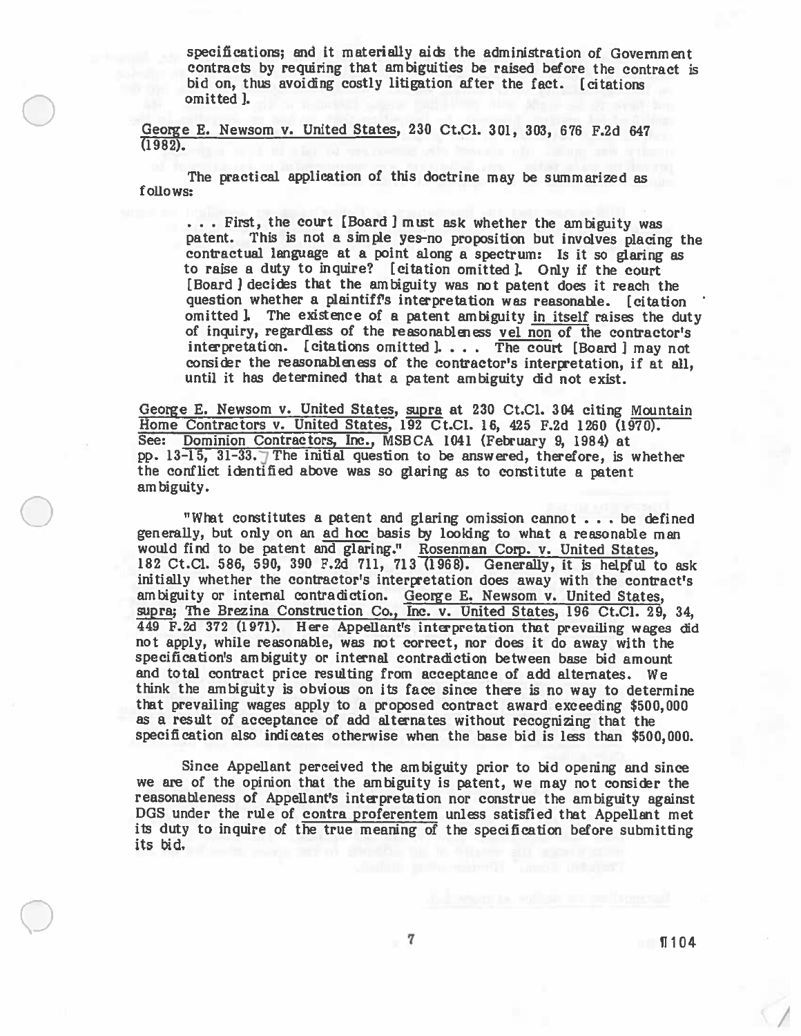specifications; and it materially aids the administration of Government contracts by requiring that ambiguities be raised before the contract is bid on, thus avoiding costly litigation after the fact. [citations omitted].

George E. Newsom v. United States, 230 Ct.Cl. 301, 303, 676 F.2d 647 (1982).

The practical application of this doctrine may be summarized as follows:

> . . . First, the court [Board] must ask whether the ambiguity was patent. This is not a simple yes-no proposition but involves placing the contractual language at a point along a spectrum: Is it so glaring as to raise a duty to inquire? [citation omitted]. Only if the court [Board] decides that the ambiguity was not patent does it reach the question whether a plaintiff's interpretation was reasonable. [citation omitted]. The existence of a patent ambiguity in itself raises the duty of inquiry, regardless of the reasonableness vel non of the contractor's interpretation. [citations omitted]. . . . The court [Board] may not consider the reasonableness of the contractor's interpretation, if at all, until it has determined that a patent ambiguity did not exist.

George E. Newsom v. United States, supra at 230 Ct.Cl. 304 citing Mountain Home Contractors v. United States, 192 Ct.Cl. 16, 425 F.2d 1260 (1970). See: Dominion Contractors, Inc., MSBCA 1041 (February 9, 1984) at pp. 13-15, 31-33. The initial question to be answered, therefore, is whether the conflict identified above was so glaring as to constitute a patent ambiguity.

"What constitutes a patent and glaring omission cannot . . . be defined generally, but only on an ad hoc basis by looking to what a reasonable man would find to be patent and glaring." Rosenman Corp. v. United States, 182 Ct.Cl. 586, 590, 390 F.2d 711, 713 (1968). Generally, it is helpful to ask initially whether the contractor's interpretation does away with the contract's ambiguity or internal contradiction. George E. Newsom v. United States, supra; The Brezina Construction Co., Inc. v. United States, 196 Ct.Cl. 29, 34, 449 F.2d 372 (1971). Here Appellant's interpretation that prevailing wages did not apply, while reasonable, was not correct, nor does it do away with the specification's ambiguity or internal contradiction between base bid amount and total contract price resulting from acceptance of add alternates. We think the ambiguity is obvious on its face since there is no way to determine that prevailing wages apply to a proposed contract award exceeding $500,000 as a result of acceptance of add alternates without recognizing that the specification also indicates otherwise when the base bid is less than $500,000.

Since Appellant perceived the ambiguity prior to bid opening and since we are of the opinion that the ambiguity is patent, we may not consider the reasonableness of Appellant's interpretation nor construe the ambiguity against DGS under the rule of contra proferentem unless satisfied that Appellant met its duty to inquire of the true meaning of the specification before submitting its bid.

¶104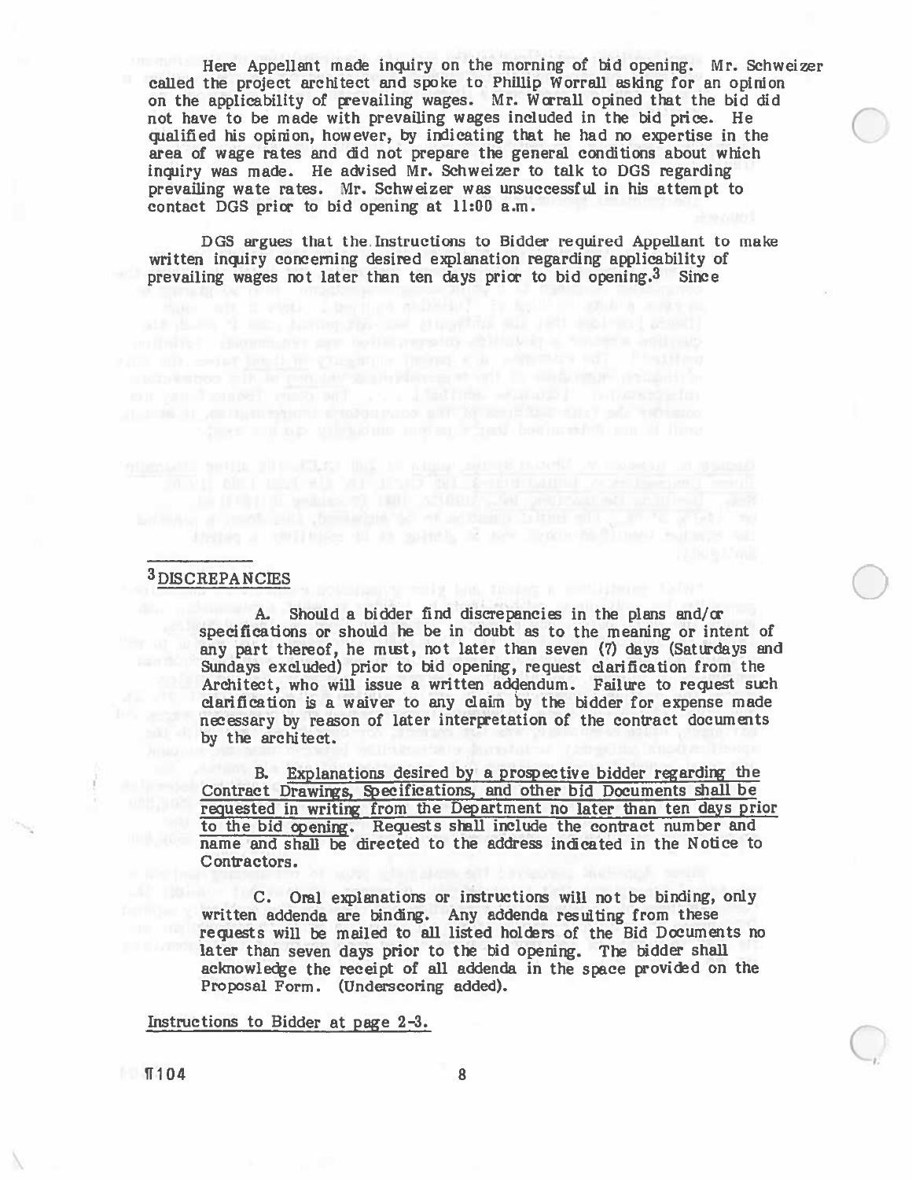Here Appellant made inquiry on the morning of bid opening. Mr. Schweizer called the project architect and spoke to Phillip Worrall asking for an opinion on the applicability of prevailing wages. Mr. Worrall opined that the bid did not have to be made with prevailing wages included in the bid price. He qualified his opinion, however, by indicating that he had no expertise in the area of wage rates and did not prepare the general conditions about which inquiry was made. He advised Mr. Schweizer to talk to DGS regarding prevailing wate rates. Mr. Schweizer was unsuccessful in his attempt to contact DGS prior to bid opening at 11:00 a.m.

DGS argues that the Instructions to Bidder required Appellant to make written inquiry concerning desired explanation regarding applicability of prevailing wages not later than ten days prior to bid opening.[3] Since

---

[3] DISCREPANCIES

A. Should a bidder find discrepancies in the plans and/or specifications or should he be in doubt as to the meaning or intent of any part thereof, he must, not later than seven (7) days (Saturdays and Sundays excluded) prior to bid opening, request clarification from the Architect, who will issue a written addendum. Failure to request such clarification is a waiver to any claim by the bidder for expense made necessary by reason of later interpretation of the contract documents by the architect.

B. <u>Explanations desired by a prospective bidder regarding the Contract Drawings, Specifications, and other bid Documents shall be requested in writing from the Department no later than ten days prior to the bid opening.</u> Requests shall include the contract number and name and shall be directed to the address indicated in the Notice to Contractors.

C. Oral explanations or instructions will not be binding, only written addenda are binding. Any addenda resulting from these requests will be mailed to all listed holders of the Bid Documents no later than seven days prior to the bid opening. The bidder shall acknowledge the receipt of all addenda in the space provided on the Proposal Form. (Underscoring added).

<u>Instructions to Bidder at page 2-3.</u>

¶104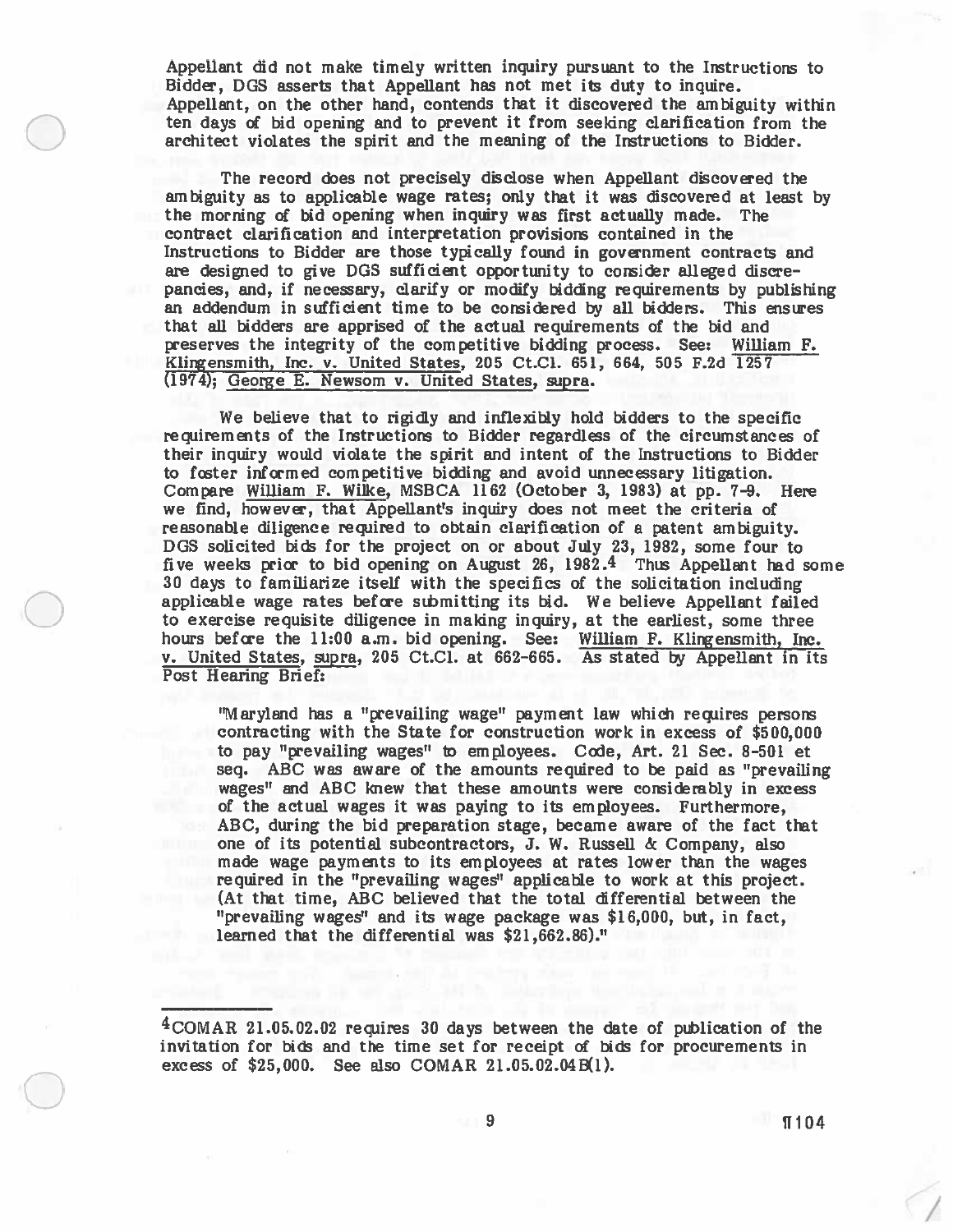Appellant did not make timely written inquiry pursuant to the Instructions to Bidder, DGS asserts that Appellant has not met its duty to inquire. Appellant, on the other hand, contends that it discovered the ambiguity within ten days of bid opening and to prevent it from seeking clarification from the architect violates the spirit and the meaning of the Instructions to Bidder.

The record does not precisely disclose when Appellant discovered the ambiguity as to applicable wage rates; only that it was discovered at least by the morning of bid opening when inquiry was first actually made. The contract clarification and interpretation provisions contained in the Instructions to Bidder are those typically found in government contracts and are designed to give DGS sufficient opportunity to consider alleged discrepancies, and, if necessary, clarify or modify bidding requirements by publishing an addendum in sufficient time to be considered by all bidders. This ensures that all bidders are apprised of the actual requirements of the bid and preserves the integrity of the competitive bidding process. See: William F. Klingensmith, Inc. v. United States, 205 Ct.Cl. 651, 664, 505 F.2d 1257 (1974); George E. Newsom v. United States, supra.

We believe that to rigidly and inflexibly hold bidders to the specific requirements of the Instructions to Bidder regardless of the circumstances of their inquiry would violate the spirit and intent of the Instructions to Bidder to foster informed competitive bidding and avoid unnecessary litigation. Compare William F. Wilke, MSBCA 1162 (October 3, 1983) at pp. 7-9. Here we find, however, that Appellant's inquiry does not meet the criteria of reasonable diligence required to obtain clarification of a patent ambiguity. DGS solicited bids for the project on or about July 23, 1982, some four to five weeks prior to bid opening on August 26, 1982.[4] Thus Appellant had some 30 days to familiarize itself with the specifics of the solicitation including applicable wage rates before submitting its bid. We believe Appellant failed to exercise requisite diligence in making inquiry, at the earliest, some three hours before the 11:00 a.m. bid opening. See: William F. Klingensmith, Inc. v. United States, supra, 205 Ct.Cl. at 662-665. As stated by Appellant in its Post Hearing Brief:

> "Maryland has a "prevailing wage" payment law which requires persons contracting with the State for construction work in excess of $500,000 to pay "prevailing wages" to employees. Code, Art. 21 Sec. 8-501 et seq. ABC was aware of the amounts required to be paid as "prevailing wages" and ABC knew that these amounts were considerably in excess of the actual wages it was paying to its employees. Furthermore, ABC, during the bid preparation stage, became aware of the fact that one of its potential subcontractors, J. W. Russell & Company, also made wage payments to its employees at rates lower than the wages required in the "prevailing wages" applicable to work at this project. (At that time, ABC believed that the total differential between the "prevailing wages" and its wage package was $16,000, but, in fact, learned that the differential was $21,662.86)."

---

[4] COMAR 21.05.02.02 requires 30 days between the date of publication of the invitation for bids and the time set for receipt of bids for procurements in excess of $25,000. See also COMAR 21.05.02.04B(1).

¶104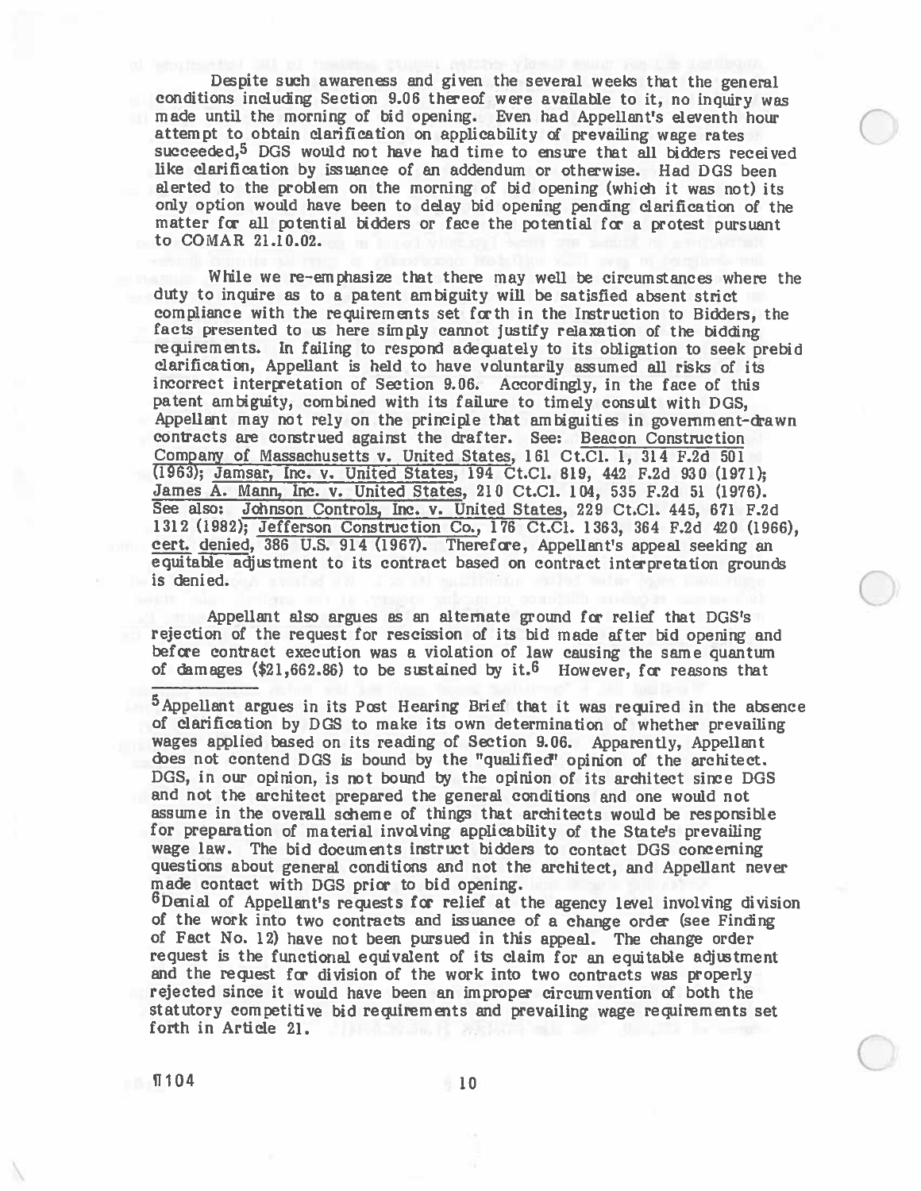Despite such awareness and given the several weeks that the general conditions including Section 9.06 thereof were available to it, no inquiry was made until the morning of bid opening. Even had Appellant's eleventh hour attempt to obtain clarification on applicability of prevailing wage rates succeeded,[5] DGS would not have had time to ensure that all bidders received like clarification by issuance of an addendum or otherwise. Had DGS been alerted to the problem on the morning of bid opening (which it was not) its only option would have been to delay bid opening pending clarification of the matter for all potential bidders or face the potential for a protest pursuant to COMAR 21.10.02.

While we re-emphasize that there may well be circumstances where the duty to inquire as to a patent ambiguity will be satisfied absent strict compliance with the requirements set forth in the Instruction to Bidders, the facts presented to us here simply cannot justify relaxation of the bidding requirements. In failing to respond adequately to its obligation to seek prebid clarification, Appellant is held to have voluntarily assumed all risks of its incorrect interpretation of Section 9.06. Accordingly, in the face of this patent ambiguity, combined with its failure to timely consult with DGS, Appellant may not rely on the principle that ambiguities in government-drawn contracts are construed against the drafter. See: Beacon Construction Company of Massachusetts v. United States, 161 Ct.Cl. 1, 314 F.2d 501 (1963); Jamsar, Inc. v. United States, 194 Ct.Cl. 819, 442 F.2d 930 (1971); James A. Mann, Inc. v. United States, 210 Ct.Cl. 104, 535 F.2d 51 (1976). See also: Johnson Controls, Inc. v. United States, 229 Ct.Cl. 445, 671 F.2d 1312 (1982); Jefferson Construction Co., 176 Ct.Cl. 1363, 364 F.2d 420 (1966), cert. denied, 386 U.S. 914 (1967). Therefore, Appellant's appeal seeking an equitable adjustment to its contract based on contract interpretation grounds is denied.

Appellant also argues as an alternate ground for relief that DGS's rejection of the request for rescission of its bid made after bid opening and before contract execution was a violation of law causing the same quantum of damages ($21,662.86) to be sustained by it.[6] However, for reasons that

---

[5] Appellant argues in its Post Hearing Brief that it was required in the absence of clarification by DGS to make its own determination of whether prevailing wages applied based on its reading of Section 9.06. Apparently, Appellant does not contend DGS is bound by the "qualified" opinion of the architect. DGS, in our opinion, is not bound by the opinion of its architect since DGS and not the architect prepared the general conditions and one would not assume in the overall scheme of things that architects would be responsible for preparation of material involving applicability of the State's prevailing wage law. The bid documents instruct bidders to contact DGS concerning questions about general conditions and not the architect, and Appellant never made contact with DGS prior to bid opening.

[6] Denial of Appellant's requests for relief at the agency level involving division of the work into two contracts and issuance of a change order (see Finding of Fact No. 12) have not been pursued in this appeal. The change order request is the functional equivalent of its claim for an equitable adjustment and the request for division of the work into two contracts was properly rejected since it would have been an improper circumvention of both the statutory competitive bid requirements and prevailing wage requirements set forth in Article 21.

¶104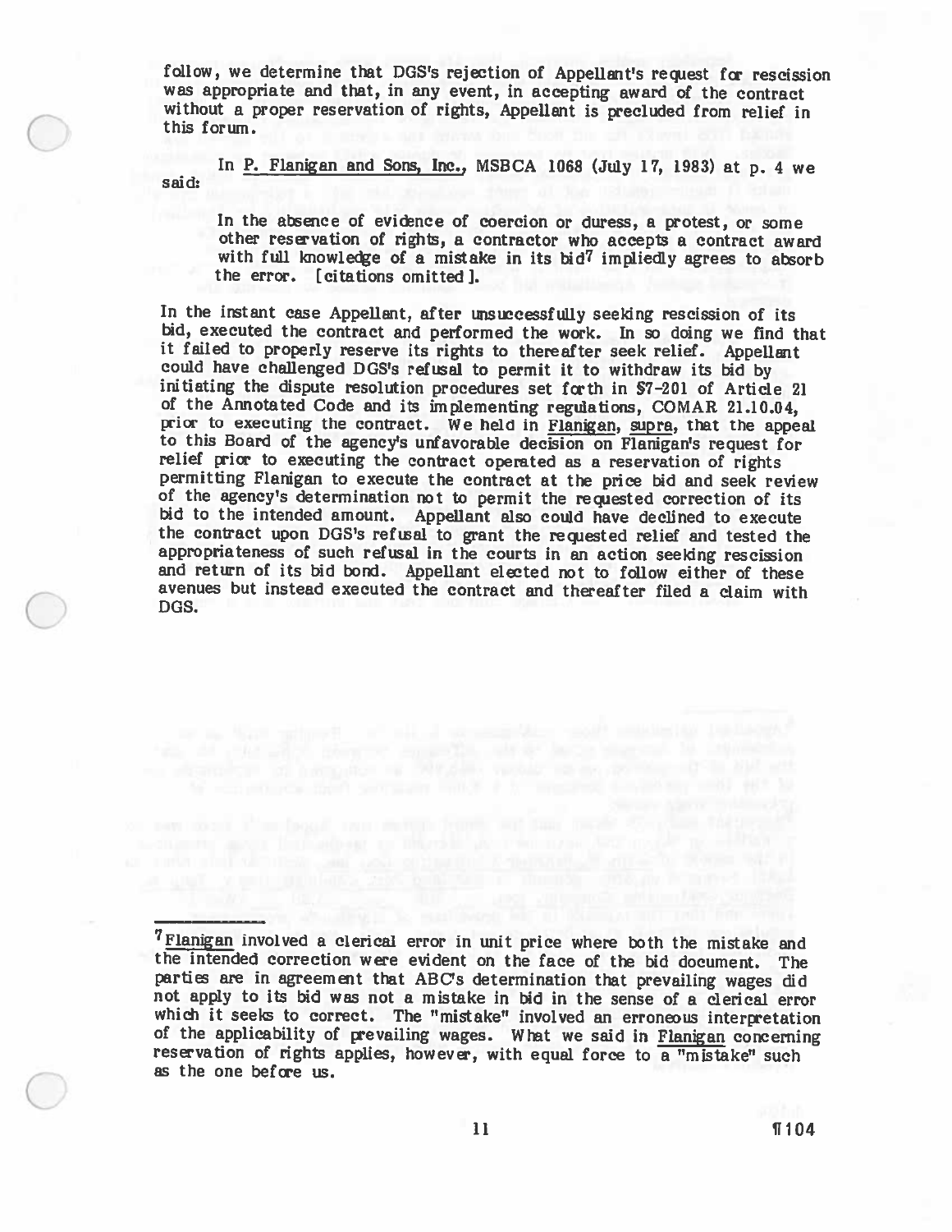follow, we determine that DGS's rejection of Appellant's request for rescission was appropriate and that, in any event, in accepting award of the contract without a proper reservation of rights, Appellant is precluded from relief in this forum.

In P. Flanigan and Sons, Inc., MSBCA 1068 (July 17, 1983) at p. 4 we said:

> In the absence of evidence of coercion or duress, a protest, or some other reservation of rights, a contractor who accepts a contract award with full knowledge of a mistake in its bid[7] impliedly agrees to absorb the error. [citations omitted].

In the instant case Appellant, after unsuccessfully seeking rescission of its bid, executed the contract and performed the work. In so doing we find that it failed to properly reserve its rights to thereafter seek relief. Appellant could have challenged DGS's refusal to permit it to withdraw its bid by initiating the dispute resolution procedures set forth in §7-201 of Article 21 of the Annotated Code and its implementing regulations, COMAR 21.10.04, prior to executing the contract. We held in Flanigan, supra, that the appeal to this Board of the agency's unfavorable decision on Flanigan's request for relief prior to executing the contract operated as a reservation of rights permitting Flanigan to execute the contract at the price bid and seek review of the agency's determination not to permit the requested correction of its bid to the intended amount. Appellant also could have declined to execute the contract upon DGS's refusal to grant the requested relief and tested the appropriateness of such refusal in the courts in an action seeking rescission and return of its bid bond. Appellant elected not to follow either of these avenues but instead executed the contract and thereafter filed a claim with DGS.

---

[7] Flanigan involved a clerical error in unit price where both the mistake and the intended correction were evident on the face of the bid document. The parties are in agreement that ABC's determination that prevailing wages did not apply to its bid was not a mistake in bid in the sense of a clerical error which it seeks to correct. The "mistake" involved an erroneous interpretation of the applicability of prevailing wages. What we said in Flanigan concerning reservation of rights applies, however, with equal force to a "mistake" such as the one before us.

¶104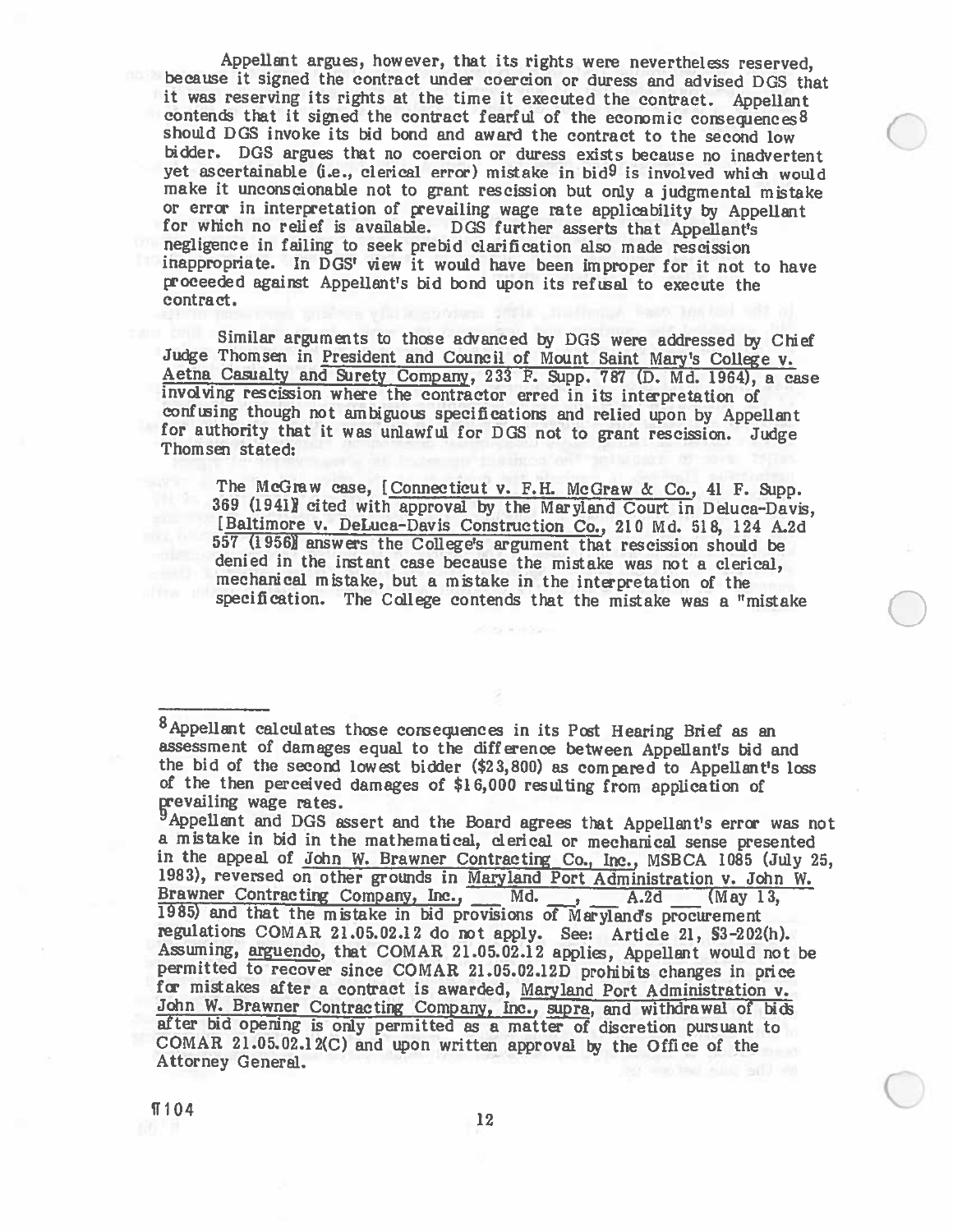Appellant argues, however, that its rights were nevertheless reserved, because it signed the contract under coercion or duress and advised DGS that it was reserving its rights at the time it executed the contract. Appellant contends that it signed the contract fearful of the economic consequences[8] should DGS invoke its bid bond and award the contract to the second low bidder. DGS argues that no coercion or duress exists because no inadvertent yet ascertainable (i.e., clerical error) mistake in bid[9] is involved which would make it unconscionable not to grant rescission but only a judgmental mistake or error in interpretation of prevailing wage rate applicability by Appellant for which no relief is available. DGS further asserts that Appellant's negligence in failing to seek prebid clarification also made rescission inappropriate. In DGS' view it would have been improper for it not to have proceeded against Appellant's bid bond upon its refusal to execute the contract.

Similar arguments to those advanced by DGS were addressed by Chief Judge Thomsen in President and Council of Mount Saint Mary's College v. Aetna Casualty and Surety Company, 233 F. Supp. 787 (D. Md. 1964), a case involving rescission where the contractor erred in its interpretation of confusing though not ambiguous specifications and relied upon by Appellant for authority that it was unlawful for DGS not to grant rescission. Judge Thomsen stated:

> The McGraw case, [Connecticut v. F.H. McGraw & Co., 41 F. Supp. 369 (1941)] cited with approval by the Maryland Court in Deluca-Davis, [Baltimore v. DeLuca-Davis Construction Co., 210 Md. 518, 124 A.2d 557 (1956)] answers the College's argument that rescission should be denied in the instant case because the mistake was not a clerical, mechanical mistake, but a mistake in the interpretation of the specification. The College contends that the mistake was a "mistake

---

[8] Appellant calculates those consequences in its Post Hearing Brief as an assessment of damages equal to the difference between Appellant's bid and the bid of the second lowest bidder ($23,800) as compared to Appellant's loss of the then perceived damages of $16,000 resulting from application of prevailing wage rates.

[9] Appellant and DGS assert and the Board agrees that Appellant's error was not a mistake in bid in the mathematical, clerical or mechanical sense presented in the appeal of John W. Brawner Contracting Co., Inc., MSBCA 1085 (July 25, 1983), reversed on other grounds in Maryland Port Administration v. John W. Brawner Contracting Company, Inc., ___ Md. ___, ___ A.2d ___ (May 13, 1985) and that the mistake in bid provisions of Maryland's procurement regulations COMAR 21.05.02.12 do not apply. See: Article 21, §3-202(h). Assuming, arguendo, that COMAR 21.05.02.12 applies, Appellant would not be permitted to recover since COMAR 21.05.02.12D prohibits changes in price for mistakes after a contract is awarded, Maryland Port Administration v. John W. Brawner Contracting Company, Inc., supra, and withdrawal of bids after bid opening is only permitted as a matter of discretion pursuant to COMAR 21.05.02.12(C) and upon written approval by the Office of the Attorney General.

¶104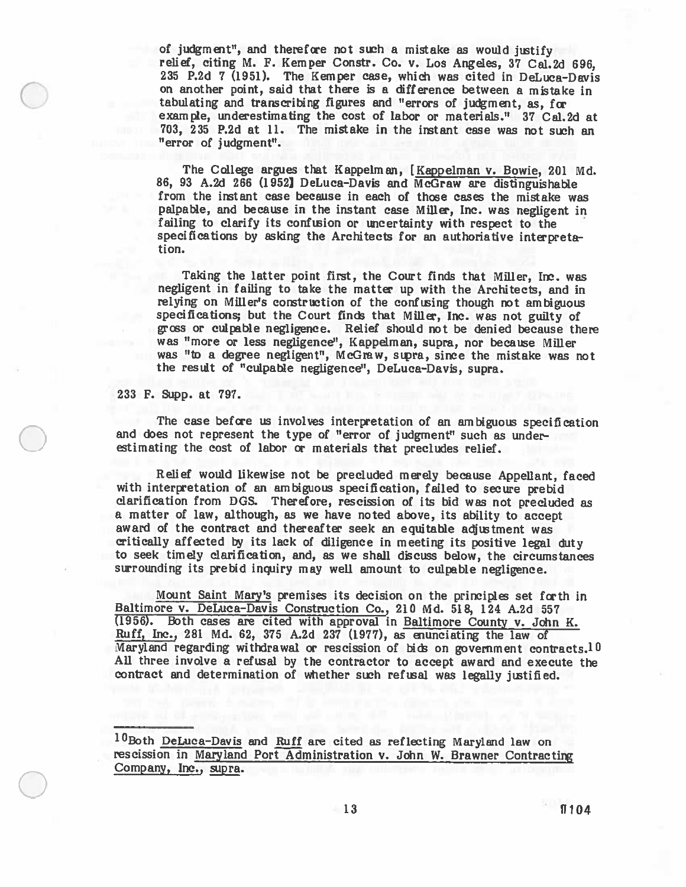of judgment", and therefore not such a mistake as would justify relief, citing M. F. Kemper Constr. Co. v. Los Angeles, 37 Cal.2d 696, 235 P.2d 7 (1951). The Kemper case, which was cited in DeLuca-Davis on another point, said that there is a difference between a mistake in tabulating and transcribing figures and "errors of judgment, as, for example, underestimating the cost of labor or materials." 37 Cal.2d at 703, 235 P.2d at 11. The mistake in the instant case was not such an "error of judgment".

> The College argues that Kappelman, [Kappelman v. Bowie, 201 Md. 86, 93 A.2d 266 (1952] DeLuca-Davis and McGraw are distinguishable from the instant case because in each of those cases the mistake was palpable, and because in the instant case Miller, Inc. was negligent in failing to clarify its confusion or uncertainty with respect to the specifications by asking the Architects for an authoriative interpretation.
>
> Taking the latter point first, the Court finds that Miller, Inc. was negligent in failing to take the matter up with the Architects, and in relying on Miller's construction of the confusing though not ambiguous specifications; but the Court finds that Miller, Inc. was not guilty of gross or culpable negligence. Relief should not be denied because there was "more or less negligence", Kappelman, supra, nor because Miller was "to a degree negligent", McGraw, supra, since the mistake was not the result of "culpable negligence", DeLuca-Davis, supra.

233 F. Supp. at 797.

The case before us involves interpretation of an ambiguous specification and does not represent the type of "error of judgment" such as underestimating the cost of labor or materials that precludes relief.

Relief would likewise not be precluded merely because Appellant, faced with interpretation of an ambiguous specification, failed to secure prebid clarification from DGS. Therefore, rescission of its bid was not precluded as a matter of law, although, as we have noted above, its ability to accept award of the contract and thereafter seek an equitable adjustment was critically affected by its lack of diligence in meeting its positive legal duty to seek timely clarification, and, as we shall discuss below, the circumstances surrounding its prebid inquiry may well amount to culpable negligence.

Mount Saint Mary's premises its decision on the principles set forth in Baltimore v. DeLuca-Davis Construction Co., 210 Md. 518, 124 A.2d 557 (1956). Both cases are cited with approval in Baltimore County v. John K. Ruff, Inc., 281 Md. 62, 375 A.2d 237 (1977), as enunciating the law of Maryland regarding withdrawal or rescission of bids on government contracts.[10] All three involve a refusal by the contractor to accept award and execute the contract and determination of whether such refusal was legally justified.

---

[10] Both DeLuca-Davis and Ruff are cited as reflecting Maryland law on rescission in Maryland Port Administration v. John W. Brawner Contracting Company, Inc., supra.

¶104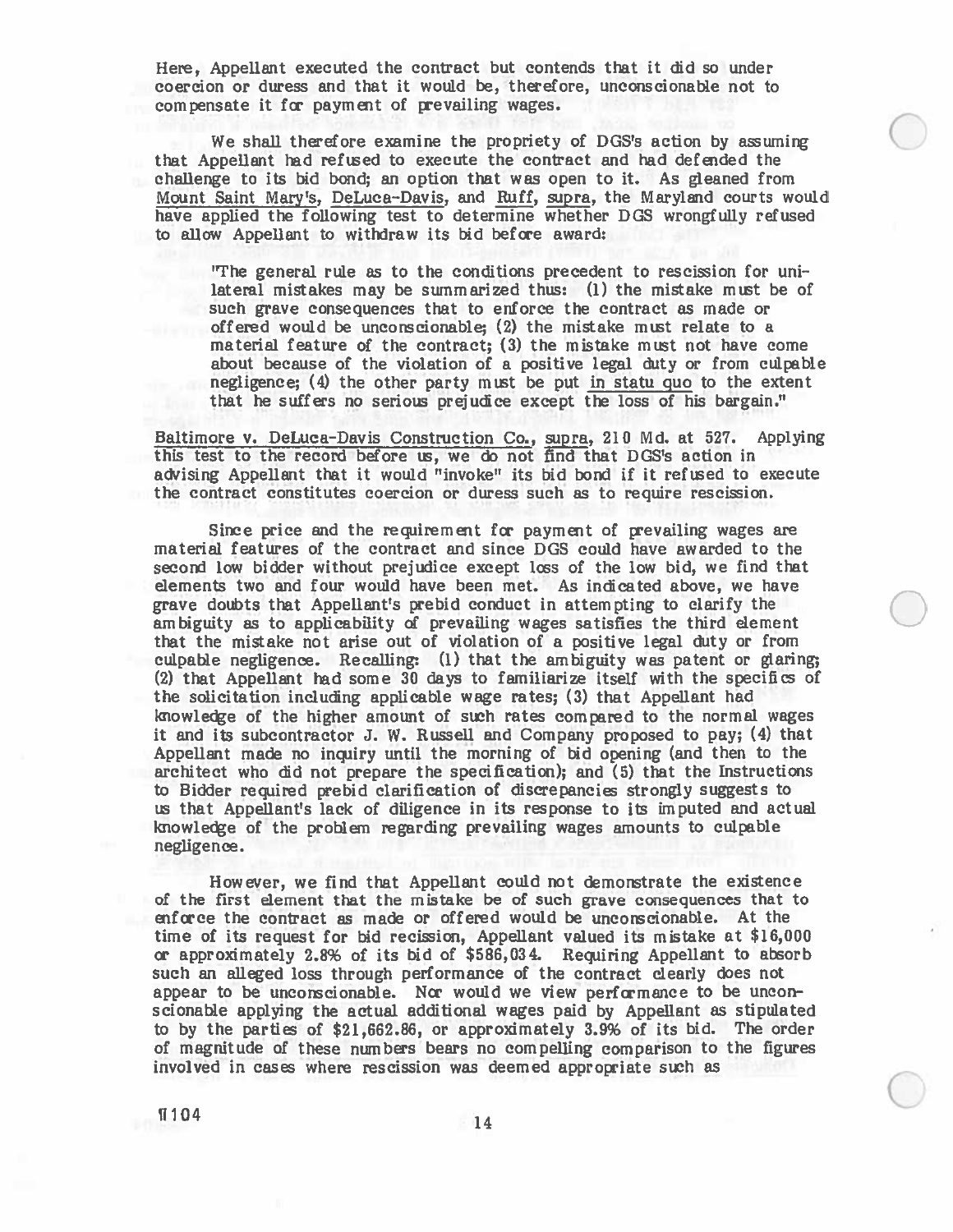Here, Appellant executed the contract but contends that it did so under coercion or duress and that it would be, therefore, unconscionable not to compensate it for payment of prevailing wages.

We shall therefore examine the propriety of DGS's action by assuming that Appellant had refused to execute the contract and had defended the challenge to its bid bond; an option that was open to it. As gleaned from Mount Saint Mary's, DeLuca-Davis, and Ruff, supra, the Maryland courts would have applied the following test to determine whether DGS wrongfully refused to allow Appellant to withdraw its bid before award:

> "The general rule as to the conditions precedent to rescission for unilateral mistakes may be summarized thus: (1) the mistake must be of such grave consequences that to enforce the contract as made or offered would be unconscionable; (2) the mistake must relate to a material feature of the contract; (3) the mistake must not have come about because of the violation of a positive legal duty or from culpable negligence; (4) the other party must be put in statu quo to the extent that he suffers no serious prejudice except the loss of his bargain."

Baltimore v. DeLuca-Davis Construction Co., supra, 210 Md. at 527. Applying this test to the record before us, we do not find that DGS's action in advising Appellant that it would "invoke" its bid bond if it refused to execute the contract constitutes coercion or duress such as to require rescission.

Since price and the requirement for payment of prevailing wages are material features of the contract and since DGS could have awarded to the second low bidder without prejudice except loss of the low bid, we find that elements two and four would have been met. As indicated above, we have grave doubts that Appellant's prebid conduct in attempting to clarify the ambiguity as to applicability of prevailing wages satisfies the third element that the mistake not arise out of violation of a positive legal duty or from culpable negligence. Recalling: (1) that the ambiguity was patent or glaring; (2) that Appellant had some 30 days to familiarize itself with the specifics of the solicitation including applicable wage rates; (3) that Appellant had knowledge of the higher amount of such rates compared to the normal wages it and its subcontractor J. W. Russell and Company proposed to pay; (4) that Appellant made no inquiry until the morning of bid opening (and then to the architect who did not prepare the specification); and (5) that the Instructions to Bidder required prebid clarification of discrepancies strongly suggests to us that Appellant's lack of diligence in its response to its imputed and actual knowledge of the problem regarding prevailing wages amounts to culpable negligence.

However, we find that Appellant could not demonstrate the existence of the first element that the mistake be of such grave consequences that to enforce the contract as made or offered would be unconscionable. At the time of its request for bid recission, Appellant valued its mistake at \$16,000 or approximately 2.8% of its bid of \$586,034. Requiring Appellant to absorb such an alleged loss through performance of the contract clearly does not appear to be unconscionable. Nor would we view performance to be unconscionable applying the actual additional wages paid by Appellant as stipulated to by the parties of \$21,662.86, or approximately 3.9% of its bid. The order of magnitude of these numbers bears no compelling comparison to the figures involved in cases where rescission was deemed appropriate such as

¶104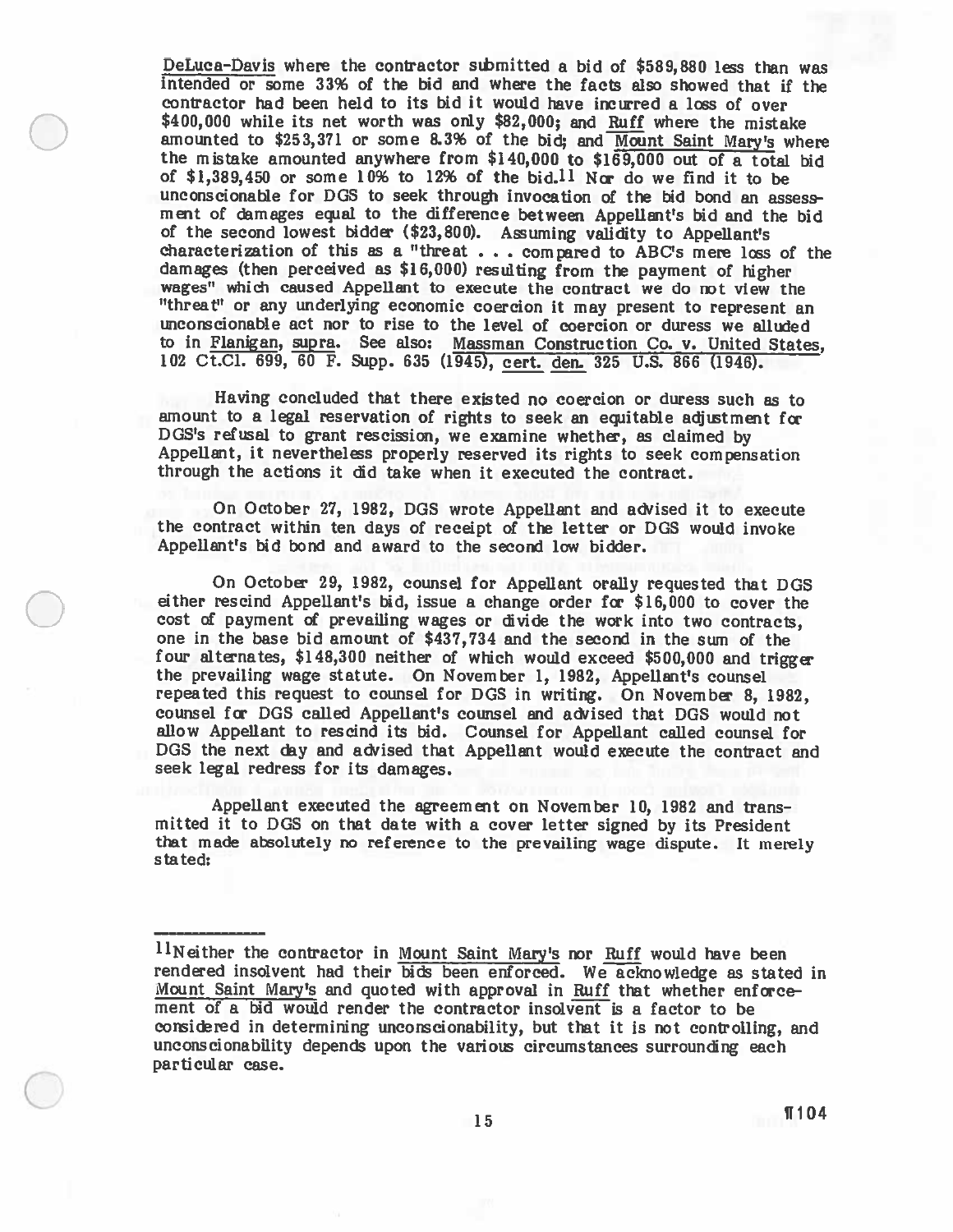DeLuca-Davis where the contractor submitted a bid of $589,880 less than was intended or some 33% of the bid and where the facts also showed that if the contractor had been held to its bid it would have incurred a loss of over $400,000 while its net worth was only $82,000; and Ruff where the mistake amounted to $253,371 or some 8.3% of the bid; and Mount Saint Mary's where the mistake amounted anywhere from $140,000 to $169,000 out of a total bid of $1,389,450 or some 10% to 12% of the bid.[11] Nor do we find it to be unconscionable for DGS to seek through invocation of the bid bond an assessment of damages equal to the difference between Appellant's bid and the bid of the second lowest bidder ($23,800). Assuming validity to Appellant's characterization of this as a "threat . . . compared to ABC's mere loss of the damages (then perceived as $16,000) resulting from the payment of higher wages" which caused Appellant to execute the contract we do not view the "threat" or any underlying economic coercion it may present to represent an unconscionable act nor to rise to the level of coercion or duress we alluded to in Flanigan, supra. See also: Massman Construction Co. v. United States, 102 Ct.Cl. 699, 60 F. Supp. 635 (1945), cert. den. 325 U.S. 866 (1946).

Having concluded that there existed no coercion or duress such as to amount to a legal reservation of rights to seek an equitable adjustment for DGS's refusal to grant rescission, we examine whether, as claimed by Appellant, it nevertheless properly reserved its rights to seek compensation through the actions it did take when it executed the contract.

On October 27, 1982, DGS wrote Appellant and advised it to execute the contract within ten days of receipt of the letter or DGS would invoke Appellant's bid bond and award to the second low bidder.

On October 29, 1982, counsel for Appellant orally requested that DGS either rescind Appellant's bid, issue a change order for $16,000 to cover the cost of payment of prevailing wages or divide the work into two contracts, one in the base bid amount of $437,734 and the second in the sum of the four alternates, $148,300 neither of which would exceed $500,000 and trigger the prevailing wage statute. On November 1, 1982, Appellant's counsel repeated this request to counsel for DGS in writing. On November 8, 1982, counsel for DGS called Appellant's counsel and advised that DGS would not allow Appellant to rescind its bid. Counsel for Appellant called counsel for DGS the next day and advised that Appellant would execute the contract and seek legal redress for its damages.

Appellant executed the agreement on November 10, 1982 and transmitted it to DGS on that date with a cover letter signed by its President that made absolutely no reference to the prevailing wage dispute. It merely stated:

---

[11] Neither the contractor in Mount Saint Mary's nor Ruff would have been rendered insolvent had their bids been enforced. We acknowledge as stated in Mount Saint Mary's and quoted with approval in Ruff that whether enforcement of a bid would render the contractor insolvent is a factor to be considered in determining unconscionability, but that it is not controlling, and unconscionability depends upon the various circumstances surrounding each particular case.

¶104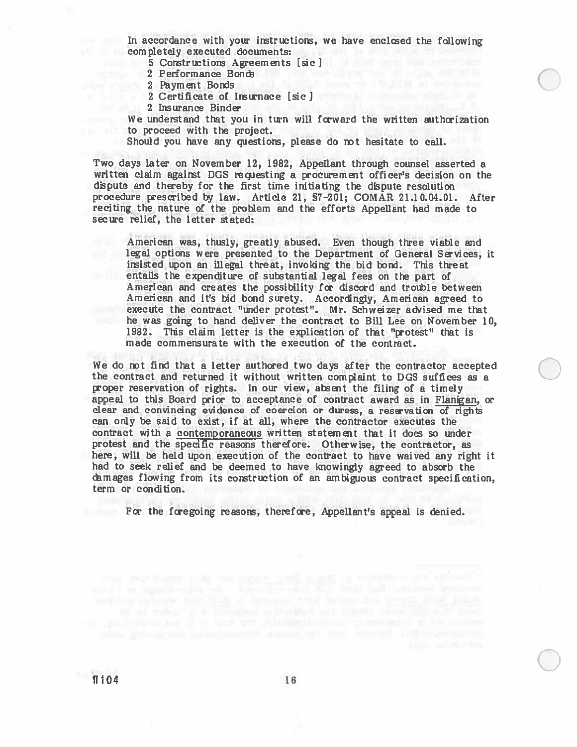In accordance with your instructions, we have enclosed the following completely executed documents:

5 Constructions Agreements [sic ]
2 Performance Bonds
2 Payment Bonds
2 Certificate of Insurnace [sic ]
2 Insurance Binder

We understand that you in turn will forward the written authorization to proceed with the project.

Should you have any questions, please do not hesitate to call.

Two days later on November 12, 1982, Appellant through counsel asserted a written claim against DGS requesting a procurement officer's decision on the dispute and thereby for the first time initiating the dispute resolution procedure prescribed by law. Article 21, §7-201; COMAR 21.10.04.01. After reciting the nature of the problem and the efforts Appellant had made to secure relief, the letter stated:

> American was, thusly, greatly abused. Even though three viable and legal options were presented to the Department of General Services, it insisted upon an illegal threat, invoking the bid bond. This threat entails the expenditure of substantial legal fees on the part of American and creates the possibility for discord and trouble between American and it's bid bond surety. Accordingly, American agreed to execute the contract "under protest". Mr. Schweizer advised me that he was going to hand deliver the contract to Bill Lee on November 10, 1982. This claim letter is the explication of that "protest" that is made commensurate with the execution of the contract.

We do not find that a letter authored two days after the contractor accepted the contract and returned it without written complaint to DGS suffices as a proper reservation of rights. In our view, absent the filing of a timely appeal to this Board prior to acceptance of contract award as in Flanigan, or clear and convincing evidence of coercion or duress, a reservation of rights can only be said to exist, if at all, where the contractor executes the contract with a contemporaneous written statement that it does so under protest and the specific reasons therefore. Otherwise, the contractor, as here, will be held upon execution of the contract to have waived any right it had to seek relief and be deemed to have knowingly agreed to absorb the damages flowing from its construction of an ambiguous contract specification, term or condition.

For the foregoing reasons, therefore, Appellant's appeal is denied.

¶104